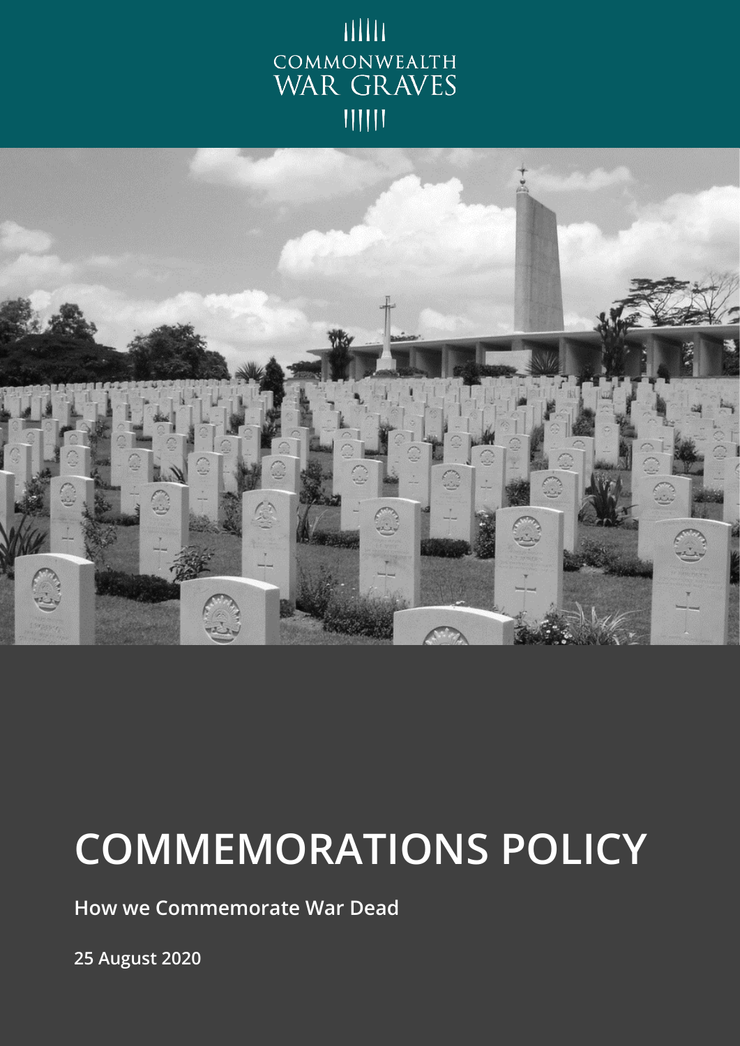COMMONWEALTH WAR GRAVES

# COMMEMORATIONS POLICY

**How we Commemorate War Dead**

**25 August 2020**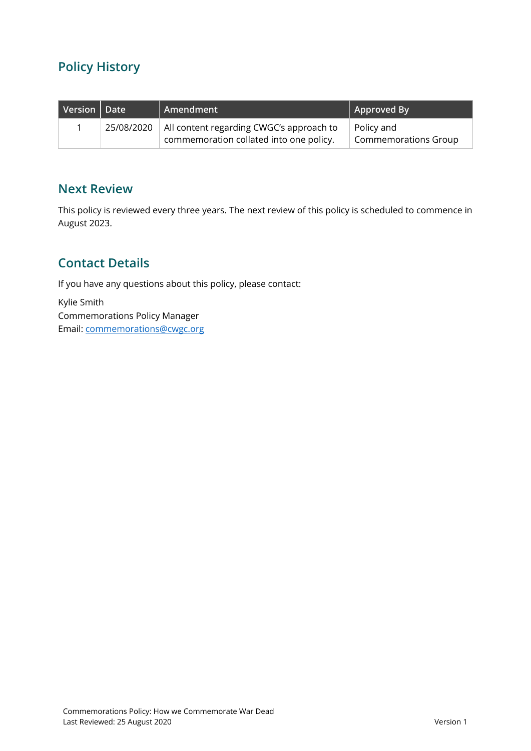## Policy History

| Version | Date | Amendment | Approved By |
| --- | --- | --- | --- |
| 1 | 25/08/2020 | All content regarding CWGC's approach to commemoration collated into one policy. | Policy and Commemorations Group |

## Next Review

This policy is reviewed every three years. The next review of this policy is scheduled to commence in August 2023.

## Contact Details

If you have any questions about this policy, please contact:

Kylie Smith
Commemorations Policy Manager
Email: commemorations@cwgc.org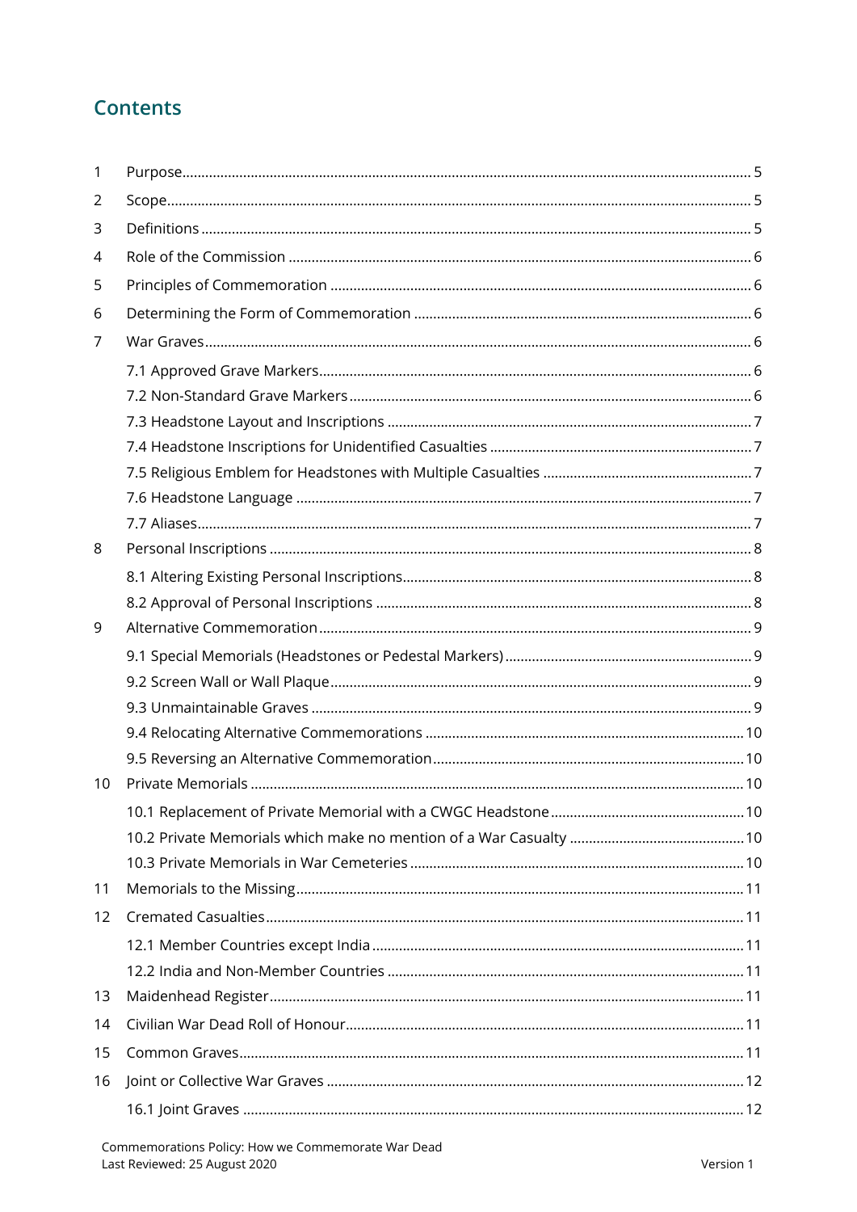## Contents

| | | |
|---|---|---|
| 1 | Purpose | 5 |
| 2 | Scope | 5 |
| 3 | Definitions | 5 |
| 4 | Role of the Commission | 6 |
| 5 | Principles of Commemoration | 6 |
| 6 | Determining the Form of Commemoration | 6 |
| 7 | War Graves | 6 |
| | 7.1 Approved Grave Markers | 6 |
| | 7.2 Non-Standard Grave Markers | 6 |
| | 7.3 Headstone Layout and Inscriptions | 7 |
| | 7.4 Headstone Inscriptions for Unidentified Casualties | 7 |
| | 7.5 Religious Emblem for Headstones with Multiple Casualties | 7 |
| | 7.6 Headstone Language | 7 |
| | 7.7 Aliases | 7 |
| 8 | Personal Inscriptions | 8 |
| | 8.1 Altering Existing Personal Inscriptions | 8 |
| | 8.2 Approval of Personal Inscriptions | 8 |
| 9 | Alternative Commemoration | 9 |
| | 9.1 Special Memorials (Headstones or Pedestal Markers) | 9 |
| | 9.2 Screen Wall or Wall Plaque | 9 |
| | 9.3 Unmaintainable Graves | 9 |
| | 9.4 Relocating Alternative Commemorations | 10 |
| | 9.5 Reversing an Alternative Commemoration | 10 |
| 10 | Private Memorials | 10 |
| | 10.1 Replacement of Private Memorial with a CWGC Headstone | 10 |
| | 10.2 Private Memorials which make no mention of a War Casualty | 10 |
| | 10.3 Private Memorials in War Cemeteries | 10 |
| 11 | Memorials to the Missing | 11 |
| 12 | Cremated Casualties | 11 |
| | 12.1 Member Countries except India | 11 |
| | 12.2 India and Non-Member Countries | 11 |
| 13 | Maidenhead Register | 11 |
| 14 | Civilian War Dead Roll of Honour | 11 |
| 15 | Common Graves | 11 |
| 16 | Joint or Collective War Graves | 12 |
| | 16.1 Joint Graves | 12 |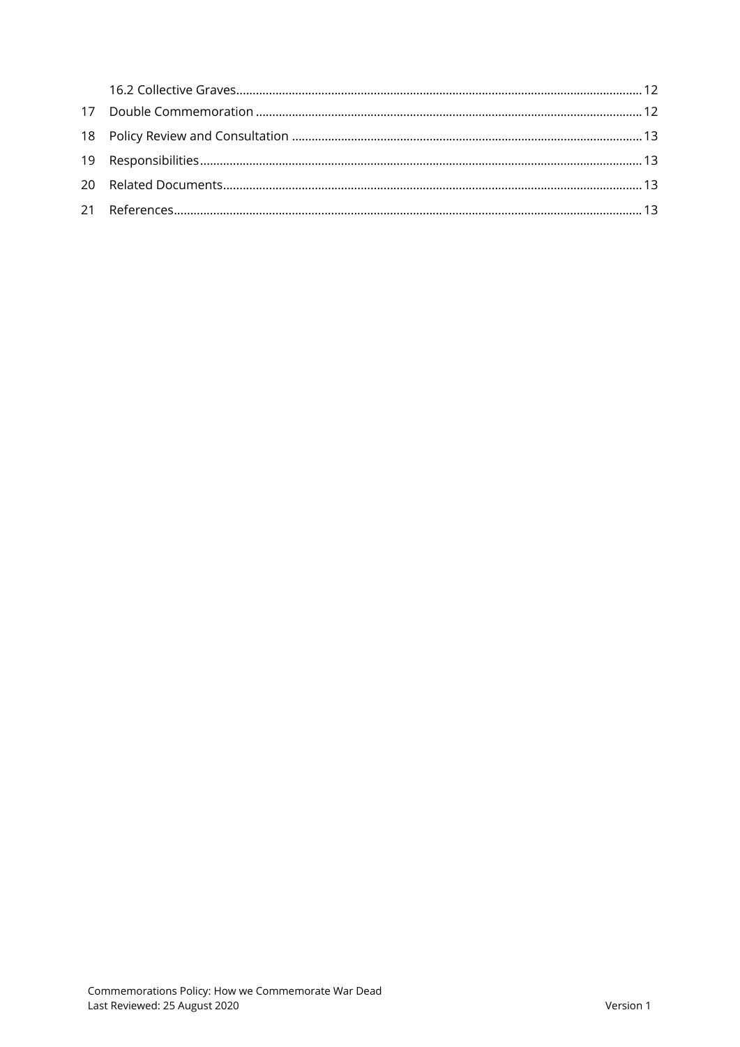16.2 Collective Graves ... 12

17 Double Commemoration ... 12

18 Policy Review and Consultation ... 13

19 Responsibilities ... 13

20 Related Documents ... 13

21 References ... 13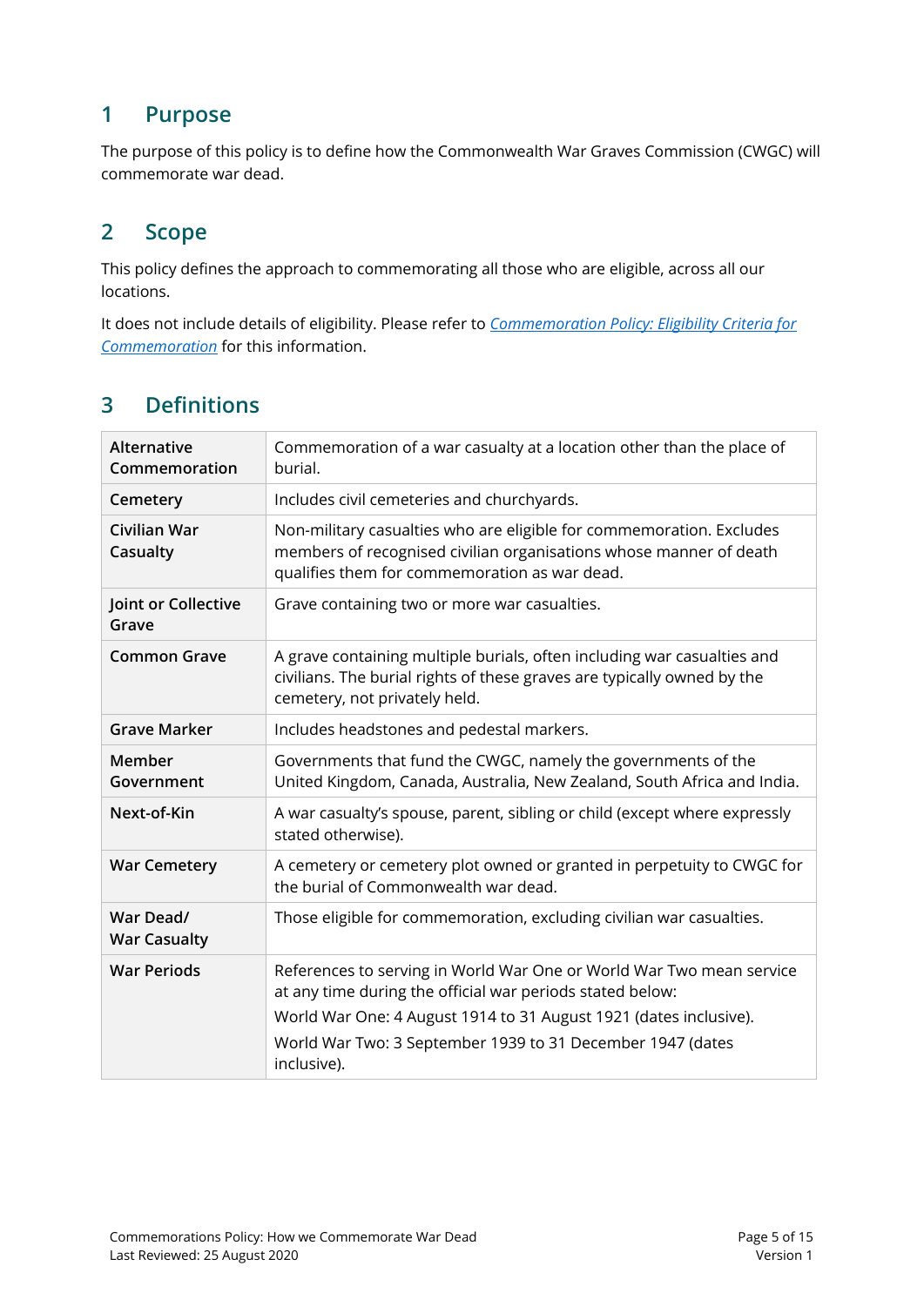## 1 Purpose

The purpose of this policy is to define how the Commonwealth War Graves Commission (CWGC) will commemorate war dead.

## 2 Scope

This policy defines the approach to commemorating all those who are eligible, across all our locations.

It does not include details of eligibility. Please refer to *Commemoration Policy: Eligibility Criteria for Commemoration* for this information.

## 3 Definitions

| | |
|---|---|
| **Alternative Commemoration** | Commemoration of a war casualty at a location other than the place of burial. |
| **Cemetery** | Includes civil cemeteries and churchyards. |
| **Civilian War Casualty** | Non-military casualties who are eligible for commemoration. Excludes members of recognised civilian organisations whose manner of death qualifies them for commemoration as war dead. |
| **Joint or Collective Grave** | Grave containing two or more war casualties. |
| **Common Grave** | A grave containing multiple burials, often including war casualties and civilians. The burial rights of these graves are typically owned by the cemetery, not privately held. |
| **Grave Marker** | Includes headstones and pedestal markers. |
| **Member Government** | Governments that fund the CWGC, namely the governments of the United Kingdom, Canada, Australia, New Zealand, South Africa and India. |
| **Next-of-Kin** | A war casualty's spouse, parent, sibling or child (except where expressly stated otherwise). |
| **War Cemetery** | A cemetery or cemetery plot owned or granted in perpetuity to CWGC for the burial of Commonwealth war dead. |
| **War Dead/ War Casualty** | Those eligible for commemoration, excluding civilian war casualties. |
| **War Periods** | References to serving in World War One or World War Two mean service at any time during the official war periods stated below:<br>World War One: 4 August 1914 to 31 August 1921 (dates inclusive).<br>World War Two: 3 September 1939 to 31 December 1947 (dates inclusive). |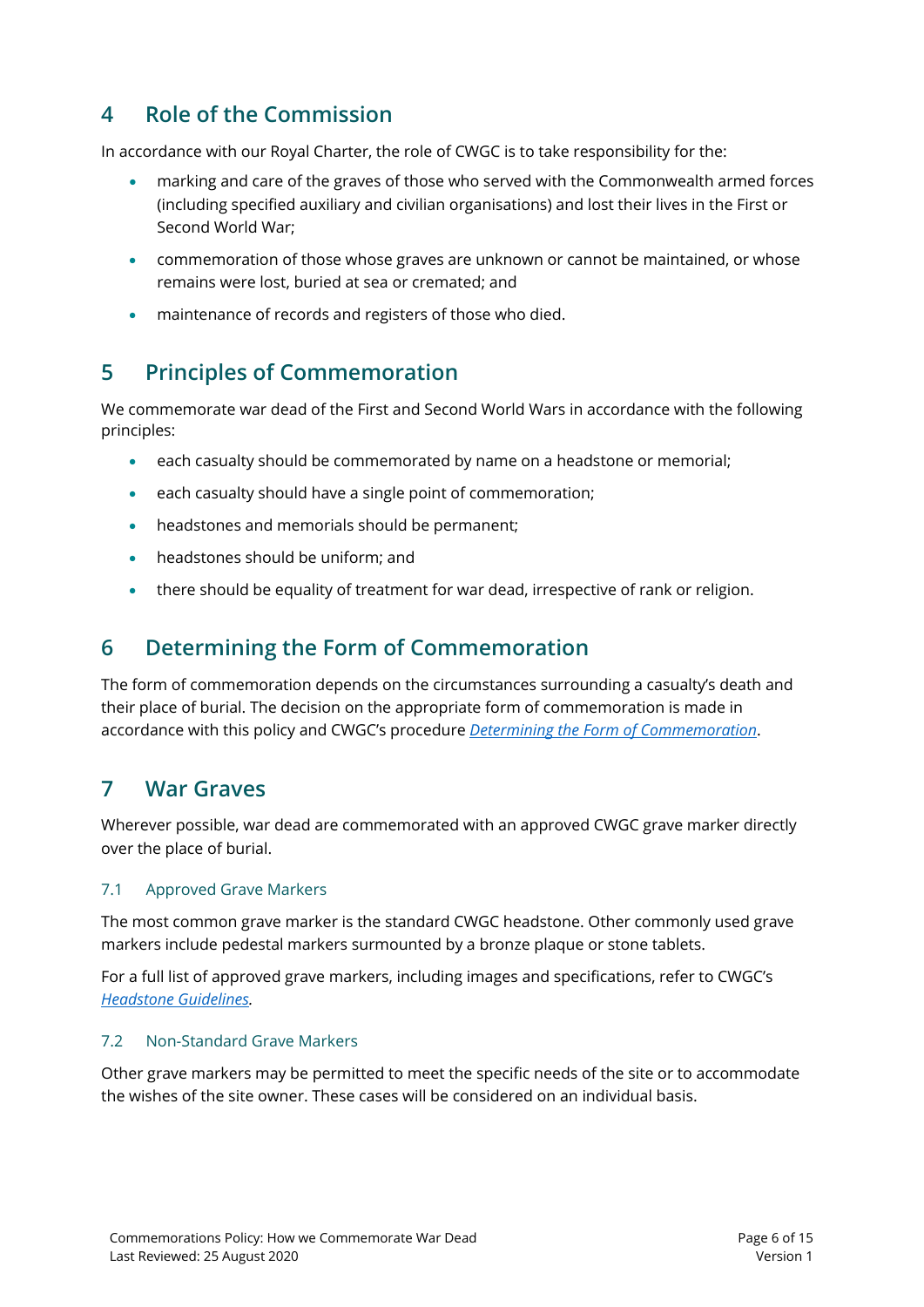## 4 Role of the Commission

In accordance with our Royal Charter, the role of CWGC is to take responsibility for the:

- marking and care of the graves of those who served with the Commonwealth armed forces (including specified auxiliary and civilian organisations) and lost their lives in the First or Second World War;
- commemoration of those whose graves are unknown or cannot be maintained, or whose remains were lost, buried at sea or cremated; and
- maintenance of records and registers of those who died.

## 5 Principles of Commemoration

We commemorate war dead of the First and Second World Wars in accordance with the following principles:

- each casualty should be commemorated by name on a headstone or memorial;
- each casualty should have a single point of commemoration;
- headstones and memorials should be permanent;
- headstones should be uniform; and
- there should be equality of treatment for war dead, irrespective of rank or religion.

## 6 Determining the Form of Commemoration

The form of commemoration depends on the circumstances surrounding a casualty's death and their place of burial. The decision on the appropriate form of commemoration is made in accordance with this policy and CWGC's procedure *Determining the Form of Commemoration*.

## 7 War Graves

Wherever possible, war dead are commemorated with an approved CWGC grave marker directly over the place of burial.

### 7.1 Approved Grave Markers

The most common grave marker is the standard CWGC headstone. Other commonly used grave markers include pedestal markers surmounted by a bronze plaque or stone tablets.

For a full list of approved grave markers, including images and specifications, refer to CWGC's *Headstone Guidelines*.

### 7.2 Non-Standard Grave Markers

Other grave markers may be permitted to meet the specific needs of the site or to accommodate the wishes of the site owner. These cases will be considered on an individual basis.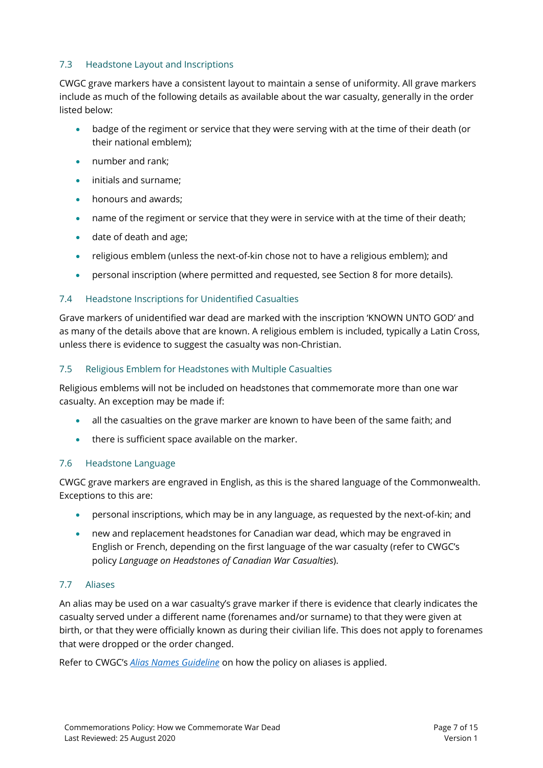### 7.3 Headstone Layout and Inscriptions

CWGC grave markers have a consistent layout to maintain a sense of uniformity. All grave markers include as much of the following details as available about the war casualty, generally in the order listed below:

- badge of the regiment or service that they were serving with at the time of their death (or their national emblem);
- number and rank;
- initials and surname;
- honours and awards;
- name of the regiment or service that they were in service with at the time of their death;
- date of death and age;
- religious emblem (unless the next-of-kin chose not to have a religious emblem); and
- personal inscription (where permitted and requested, see Section 8 for more details).

### 7.4 Headstone Inscriptions for Unidentified Casualties

Grave markers of unidentified war dead are marked with the inscription 'KNOWN UNTO GOD' and as many of the details above that are known. A religious emblem is included, typically a Latin Cross, unless there is evidence to suggest the casualty was non-Christian.

### 7.5 Religious Emblem for Headstones with Multiple Casualties

Religious emblems will not be included on headstones that commemorate more than one war casualty. An exception may be made if:

- all the casualties on the grave marker are known to have been of the same faith; and
- there is sufficient space available on the marker.

### 7.6 Headstone Language

CWGC grave markers are engraved in English, as this is the shared language of the Commonwealth. Exceptions to this are:

- personal inscriptions, which may be in any language, as requested by the next-of-kin; and
- new and replacement headstones for Canadian war dead, which may be engraved in English or French, depending on the first language of the war casualty (refer to CWGC's policy *Language on Headstones of Canadian War Casualties*).

### 7.7 Aliases

An alias may be used on a war casualty's grave marker if there is evidence that clearly indicates the casualty served under a different name (forenames and/or surname) to that they were given at birth, or that they were officially known as during their civilian life. This does not apply to forenames that were dropped or the order changed.

Refer to CWGC's *Alias Names Guideline* on how the policy on aliases is applied.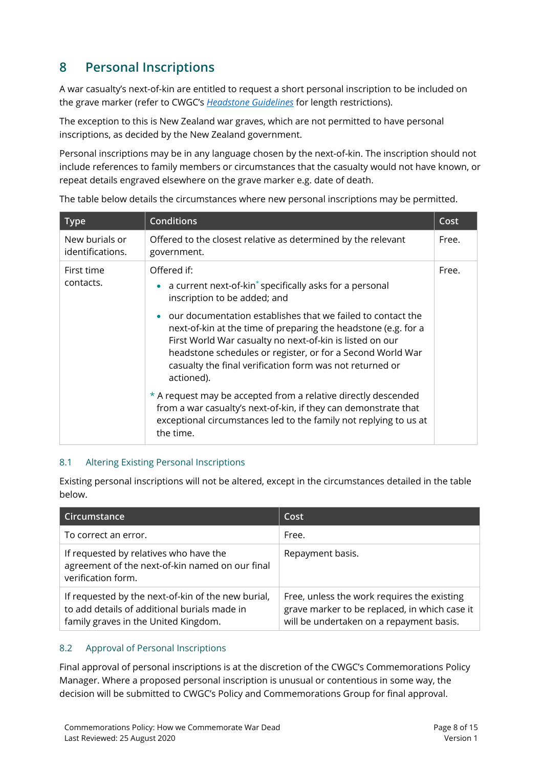# 8 Personal Inscriptions

A war casualty's next-of-kin are entitled to request a short personal inscription to be included on the grave marker (refer to CWGC's *Headstone Guidelines* for length restrictions).

The exception to this is New Zealand war graves, which are not permitted to have personal inscriptions, as decided by the New Zealand government.

Personal inscriptions may be in any language chosen by the next-of-kin. The inscription should not include references to family members or circumstances that the casualty would not have known, or repeat details engraved elsewhere on the grave marker e.g. date of death.

The table below details the circumstances where new personal inscriptions may be permitted.

| Type | Conditions | Cost |
|---|---|---|
| New burials or identifications. | Offered to the closest relative as determined by the relevant government. | Free. |
| First time contacts. | Offered if:<br>• a current next-of-kin* specifically asks for a personal inscription to be added; and<br>• our documentation establishes that we failed to contact the next-of-kin at the time of preparing the headstone (e.g. for a First World War casualty no next-of-kin is listed on our headstone schedules or register, or for a Second World War casualty the final verification form was not returned or actioned).<br>* A request may be accepted from a relative directly descended from a war casualty's next-of-kin, if they can demonstrate that exceptional circumstances led to the family not replying to us at the time. | Free. |

## 8.1 Altering Existing Personal Inscriptions

Existing personal inscriptions will not be altered, except in the circumstances detailed in the table below.

| Circumstance | Cost |
|---|---|
| To correct an error. | Free. |
| If requested by relatives who have the agreement of the next-of-kin named on our final verification form. | Repayment basis. |
| If requested by the next-of-kin of the new burial, to add details of additional burials made in family graves in the United Kingdom. | Free, unless the work requires the existing grave marker to be replaced, in which case it will be undertaken on a repayment basis. |

## 8.2 Approval of Personal Inscriptions

Final approval of personal inscriptions is at the discretion of the CWGC's Commemorations Policy Manager. Where a proposed personal inscription is unusual or contentious in some way, the decision will be submitted to CWGC's Policy and Commemorations Group for final approval.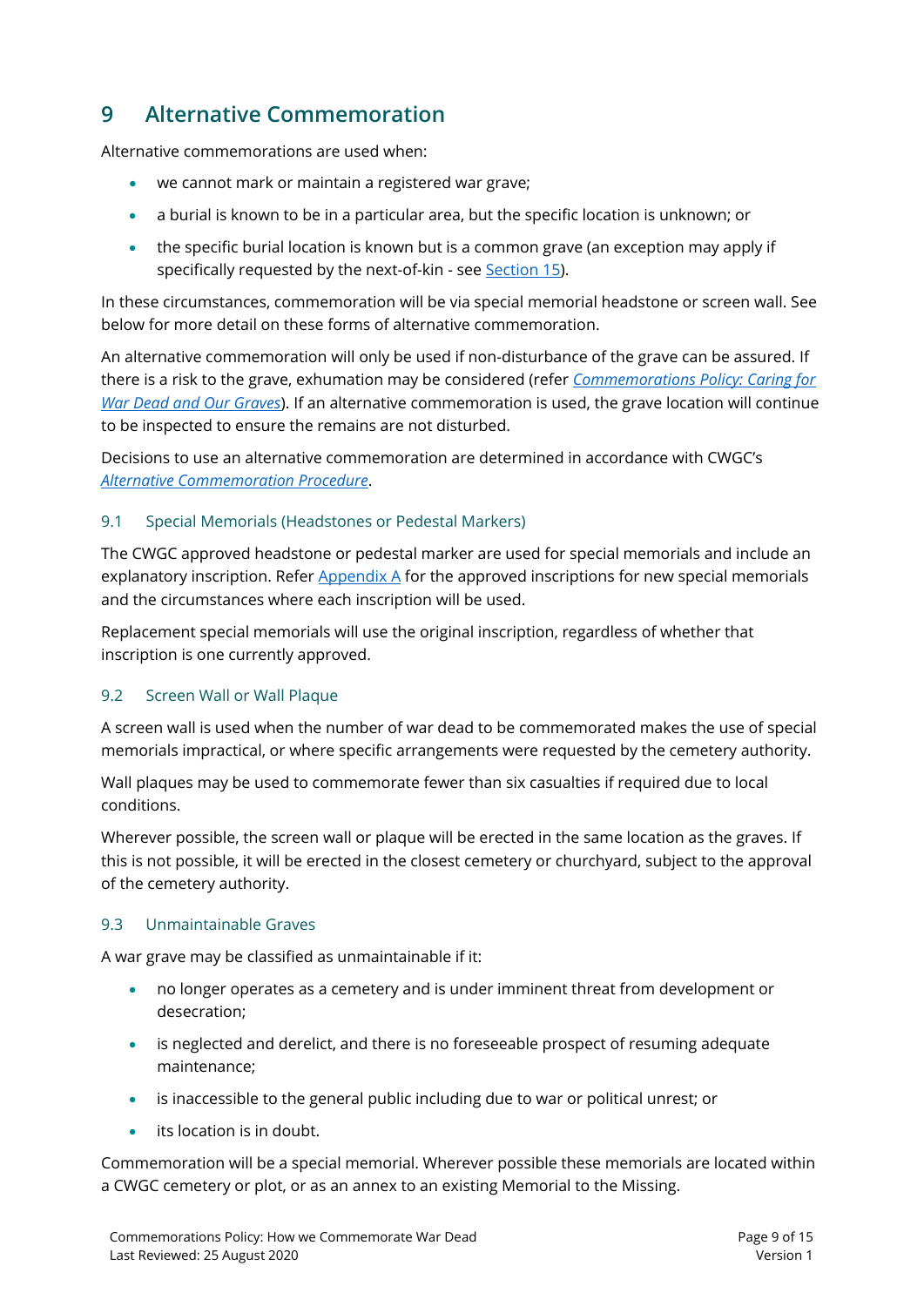# 9 Alternative Commemoration

Alternative commemorations are used when:

- we cannot mark or maintain a registered war grave;
- a burial is known to be in a particular area, but the specific location is unknown; or
- the specific burial location is known but is a common grave (an exception may apply if specifically requested by the next-of-kin - see Section 15).

In these circumstances, commemoration will be via special memorial headstone or screen wall. See below for more detail on these forms of alternative commemoration.

An alternative commemoration will only be used if non-disturbance of the grave can be assured. If there is a risk to the grave, exhumation may be considered (refer *Commemorations Policy: Caring for War Dead and Our Graves*). If an alternative commemoration is used, the grave location will continue to be inspected to ensure the remains are not disturbed.

Decisions to use an alternative commemoration are determined in accordance with CWGC's *Alternative Commemoration Procedure*.

## 9.1 Special Memorials (Headstones or Pedestal Markers)

The CWGC approved headstone or pedestal marker are used for special memorials and include an explanatory inscription. Refer Appendix A for the approved inscriptions for new special memorials and the circumstances where each inscription will be used.

Replacement special memorials will use the original inscription, regardless of whether that inscription is one currently approved.

## 9.2 Screen Wall or Wall Plaque

A screen wall is used when the number of war dead to be commemorated makes the use of special memorials impractical, or where specific arrangements were requested by the cemetery authority.

Wall plaques may be used to commemorate fewer than six casualties if required due to local conditions.

Wherever possible, the screen wall or plaque will be erected in the same location as the graves. If this is not possible, it will be erected in the closest cemetery or churchyard, subject to the approval of the cemetery authority.

## 9.3 Unmaintainable Graves

A war grave may be classified as unmaintainable if it:

- no longer operates as a cemetery and is under imminent threat from development or desecration;
- is neglected and derelict, and there is no foreseeable prospect of resuming adequate maintenance;
- is inaccessible to the general public including due to war or political unrest; or
- its location is in doubt.

Commemoration will be a special memorial. Wherever possible these memorials are located within a CWGC cemetery or plot, or as an annex to an existing Memorial to the Missing.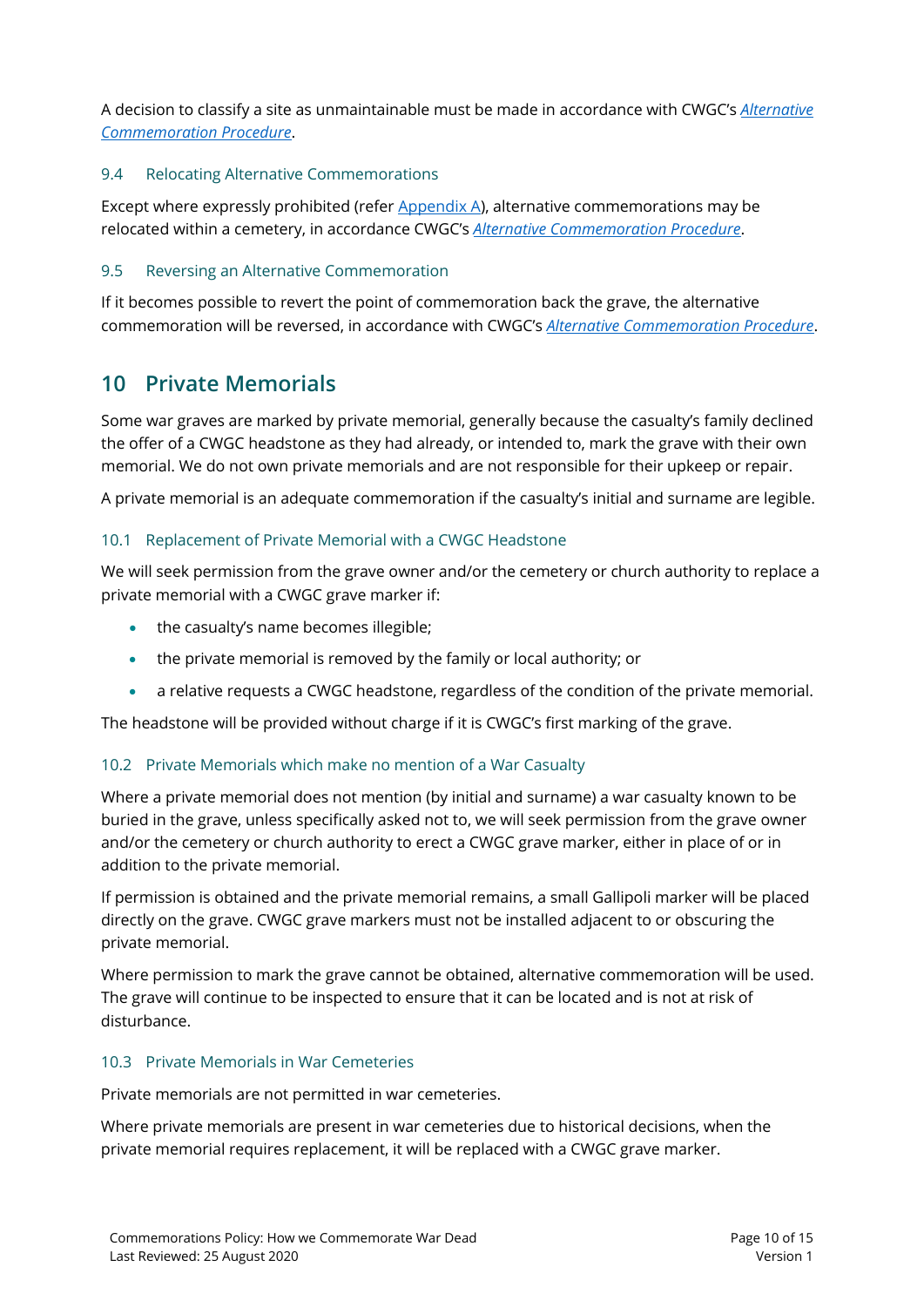A decision to classify a site as unmaintainable must be made in accordance with CWGC's *Alternative Commemoration Procedure*.

### 9.4 Relocating Alternative Commemorations

Except where expressly prohibited (refer Appendix A), alternative commemorations may be relocated within a cemetery, in accordance CWGC's *Alternative Commemoration Procedure*.

### 9.5 Reversing an Alternative Commemoration

If it becomes possible to revert the point of commemoration back the grave, the alternative commemoration will be reversed, in accordance with CWGC's *Alternative Commemoration Procedure*.

## 10 Private Memorials

Some war graves are marked by private memorial, generally because the casualty's family declined the offer of a CWGC headstone as they had already, or intended to, mark the grave with their own memorial. We do not own private memorials and are not responsible for their upkeep or repair.

A private memorial is an adequate commemoration if the casualty's initial and surname are legible.

### 10.1 Replacement of Private Memorial with a CWGC Headstone

We will seek permission from the grave owner and/or the cemetery or church authority to replace a private memorial with a CWGC grave marker if:

- the casualty's name becomes illegible;
- the private memorial is removed by the family or local authority; or
- a relative requests a CWGC headstone, regardless of the condition of the private memorial.

The headstone will be provided without charge if it is CWGC's first marking of the grave.

### 10.2 Private Memorials which make no mention of a War Casualty

Where a private memorial does not mention (by initial and surname) a war casualty known to be buried in the grave, unless specifically asked not to, we will seek permission from the grave owner and/or the cemetery or church authority to erect a CWGC grave marker, either in place of or in addition to the private memorial.

If permission is obtained and the private memorial remains, a small Gallipoli marker will be placed directly on the grave. CWGC grave markers must not be installed adjacent to or obscuring the private memorial.

Where permission to mark the grave cannot be obtained, alternative commemoration will be used. The grave will continue to be inspected to ensure that it can be located and is not at risk of disturbance.

### 10.3 Private Memorials in War Cemeteries

Private memorials are not permitted in war cemeteries.

Where private memorials are present in war cemeteries due to historical decisions, when the private memorial requires replacement, it will be replaced with a CWGC grave marker.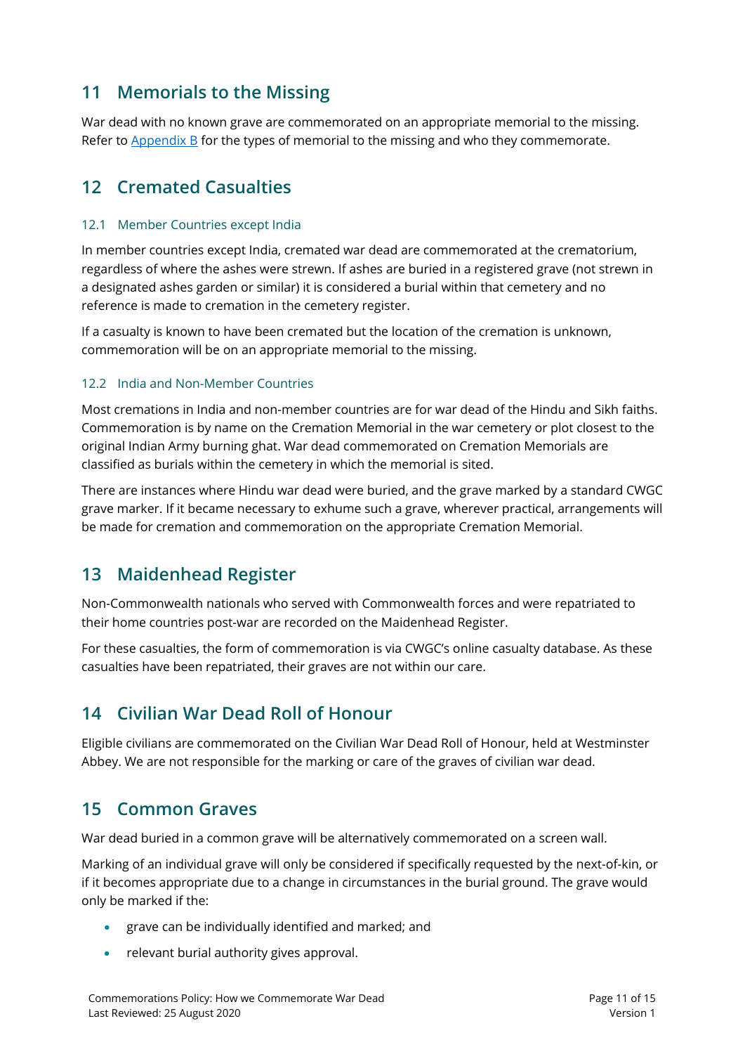## 11 Memorials to the Missing

War dead with no known grave are commemorated on an appropriate memorial to the missing. Refer to [Appendix B](#) for the types of memorial to the missing and who they commemorate.

## 12 Cremated Casualties

### 12.1 Member Countries except India

In member countries except India, cremated war dead are commemorated at the crematorium, regardless of where the ashes were strewn. If ashes are buried in a registered grave (not strewn in a designated ashes garden or similar) it is considered a burial within that cemetery and no reference is made to cremation in the cemetery register.

If a casualty is known to have been cremated but the location of the cremation is unknown, commemoration will be on an appropriate memorial to the missing.

### 12.2 India and Non-Member Countries

Most cremations in India and non-member countries are for war dead of the Hindu and Sikh faiths. Commemoration is by name on the Cremation Memorial in the war cemetery or plot closest to the original Indian Army burning ghat. War dead commemorated on Cremation Memorials are classified as burials within the cemetery in which the memorial is sited.

There are instances where Hindu war dead were buried, and the grave marked by a standard CWGC grave marker. If it became necessary to exhume such a grave, wherever practical, arrangements will be made for cremation and commemoration on the appropriate Cremation Memorial.

## 13 Maidenhead Register

Non-Commonwealth nationals who served with Commonwealth forces and were repatriated to their home countries post-war are recorded on the Maidenhead Register.

For these casualties, the form of commemoration is via CWGC's online casualty database. As these casualties have been repatriated, their graves are not within our care.

## 14 Civilian War Dead Roll of Honour

Eligible civilians are commemorated on the Civilian War Dead Roll of Honour, held at Westminster Abbey. We are not responsible for the marking or care of the graves of civilian war dead.

## 15 Common Graves

War dead buried in a common grave will be alternatively commemorated on a screen wall.

Marking of an individual grave will only be considered if specifically requested by the next-of-kin, or if it becomes appropriate due to a change in circumstances in the burial ground. The grave would only be marked if the:

- grave can be individually identified and marked; and
- relevant burial authority gives approval.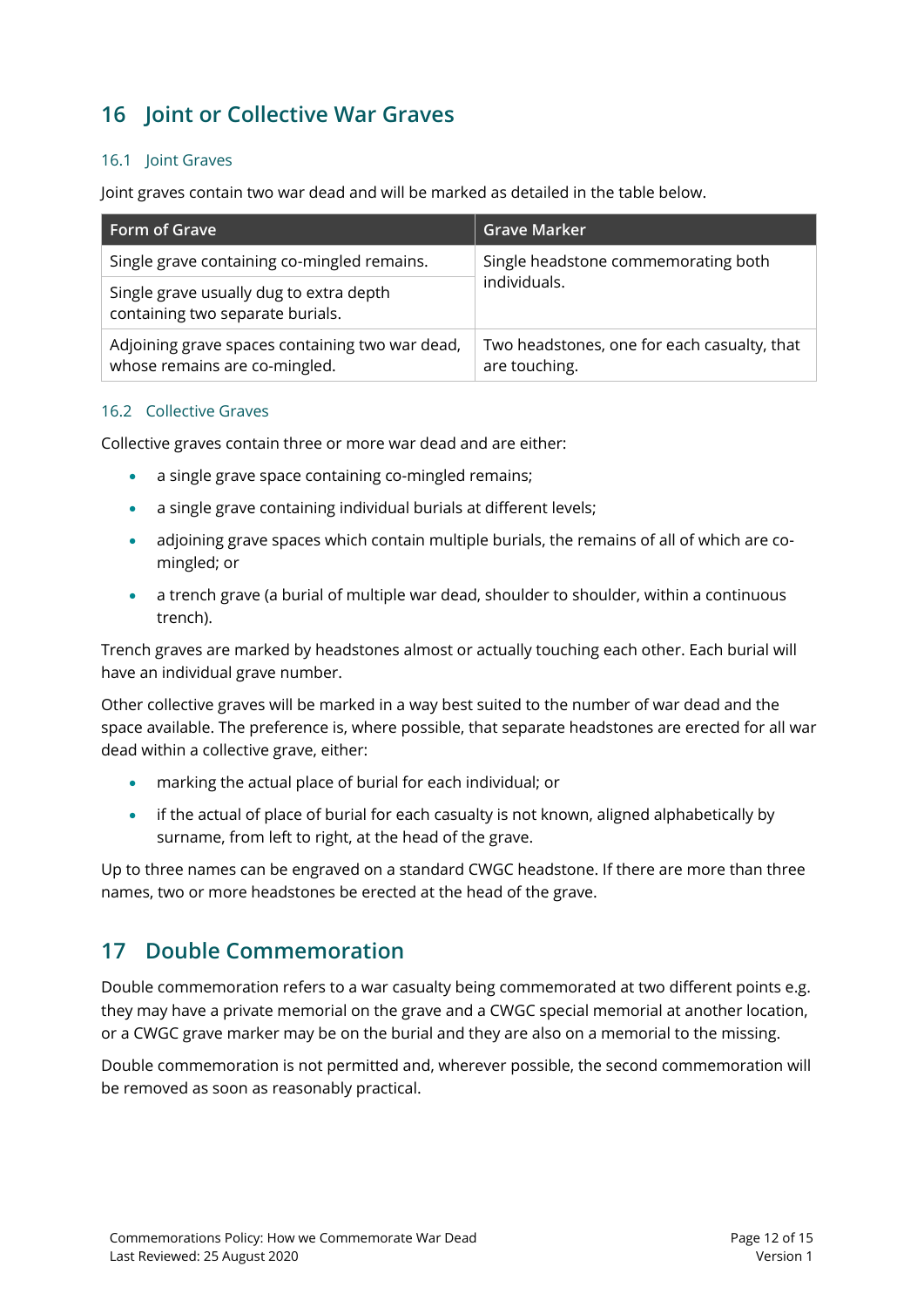## 16 Joint or Collective War Graves

### 16.1 Joint Graves

Joint graves contain two war dead and will be marked as detailed in the table below.

| Form of Grave | Grave Marker |
|---|---|
| Single grave containing co-mingled remains. | Single headstone commemorating both individuals. |
| Single grave usually dug to extra depth containing two separate burials. | |
| Adjoining grave spaces containing two war dead, whose remains are co-mingled. | Two headstones, one for each casualty, that are touching. |

### 16.2 Collective Graves

Collective graves contain three or more war dead and are either:

- a single grave space containing co-mingled remains;
- a single grave containing individual burials at different levels;
- adjoining grave spaces which contain multiple burials, the remains of all of which are co-mingled; or
- a trench grave (a burial of multiple war dead, shoulder to shoulder, within a continuous trench).

Trench graves are marked by headstones almost or actually touching each other. Each burial will have an individual grave number.

Other collective graves will be marked in a way best suited to the number of war dead and the space available. The preference is, where possible, that separate headstones are erected for all war dead within a collective grave, either:

- marking the actual place of burial for each individual; or
- if the actual of place of burial for each casualty is not known, aligned alphabetically by surname, from left to right, at the head of the grave.

Up to three names can be engraved on a standard CWGC headstone. If there are more than three names, two or more headstones be erected at the head of the grave.

## 17 Double Commemoration

Double commemoration refers to a war casualty being commemorated at two different points e.g. they may have a private memorial on the grave and a CWGC special memorial at another location, or a CWGC grave marker may be on the burial and they are also on a memorial to the missing.

Double commemoration is not permitted and, wherever possible, the second commemoration will be removed as soon as reasonably practical.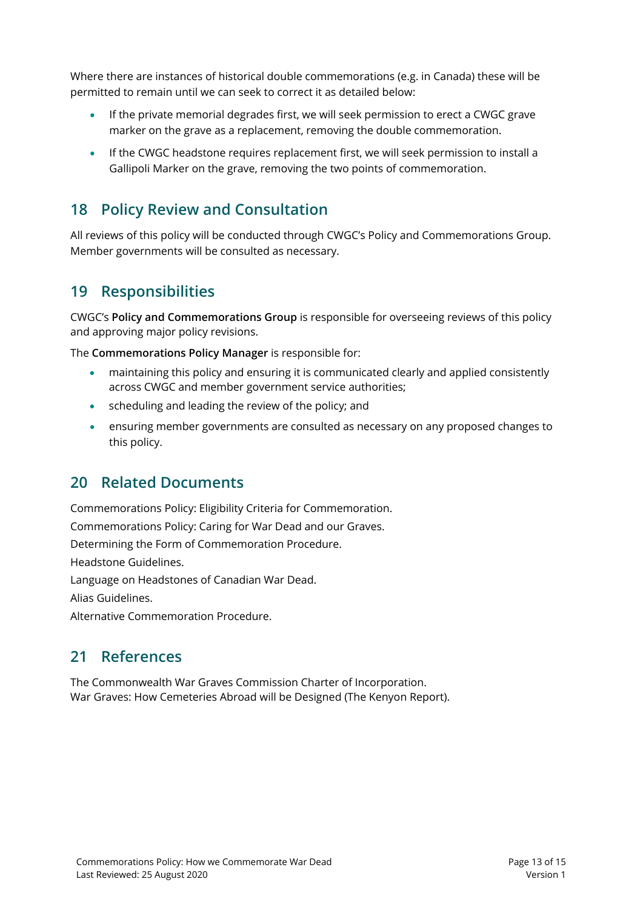Where there are instances of historical double commemorations (e.g. in Canada) these will be permitted to remain until we can seek to correct it as detailed below:

- If the private memorial degrades first, we will seek permission to erect a CWGC grave marker on the grave as a replacement, removing the double commemoration.
- If the CWGC headstone requires replacement first, we will seek permission to install a Gallipoli Marker on the grave, removing the two points of commemoration.

## 18 Policy Review and Consultation

All reviews of this policy will be conducted through CWGC's Policy and Commemorations Group. Member governments will be consulted as necessary.

## 19 Responsibilities

CWGC's **Policy and Commemorations Group** is responsible for overseeing reviews of this policy and approving major policy revisions.

The **Commemorations Policy Manager** is responsible for:

- maintaining this policy and ensuring it is communicated clearly and applied consistently across CWGC and member government service authorities;
- scheduling and leading the review of the policy; and
- ensuring member governments are consulted as necessary on any proposed changes to this policy.

## 20 Related Documents

Commemorations Policy: Eligibility Criteria for Commemoration.

Commemorations Policy: Caring for War Dead and our Graves.

Determining the Form of Commemoration Procedure.

Headstone Guidelines.

Language on Headstones of Canadian War Dead.

Alias Guidelines.

Alternative Commemoration Procedure.

## 21 References

The Commonwealth War Graves Commission Charter of Incorporation.
War Graves: How Cemeteries Abroad will be Designed (The Kenyon Report).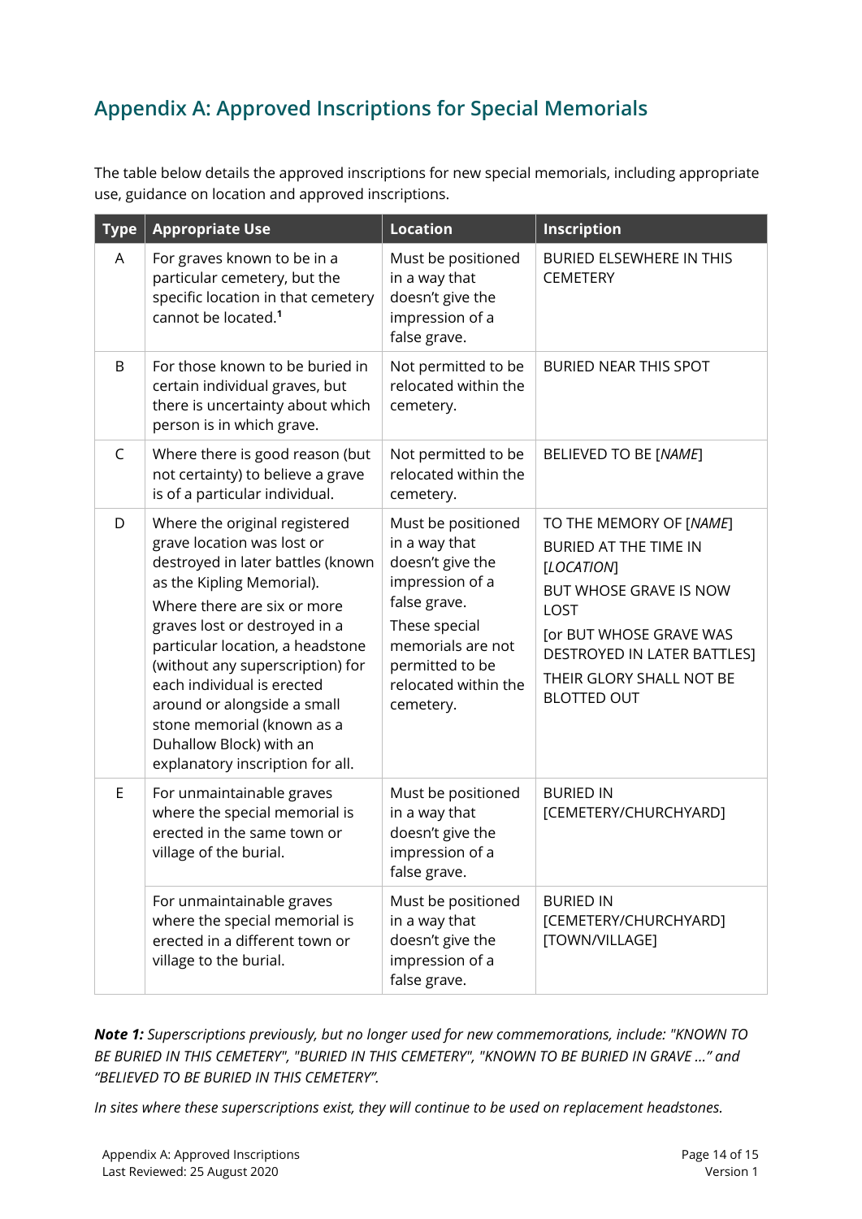## Appendix A: Approved Inscriptions for Special Memorials

The table below details the approved inscriptions for new special memorials, including appropriate use, guidance on location and approved inscriptions.

| Type | Appropriate Use | Location | Inscription |
|---|---|---|---|
| A | For graves known to be in a particular cemetery, but the specific location in that cemetery cannot be located.[1] | Must be positioned in a way that doesn't give the impression of a false grave. | BURIED ELSEWHERE IN THIS CEMETERY |
| B | For those known to be buried in certain individual graves, but there is uncertainty about which person is in which grave. | Not permitted to be relocated within the cemetery. | BURIED NEAR THIS SPOT |
| C | Where there is good reason (but not certainty) to believe a grave is of a particular individual. | Not permitted to be relocated within the cemetery. | BELIEVED TO BE [*NAME*] |
| D | Where the original registered grave location was lost or destroyed in later battles (known as the Kipling Memorial). Where there are six or more graves lost or destroyed in a particular location, a headstone (without any superscription) for each individual is erected around or alongside a small stone memorial (known as a Duhallow Block) with an explanatory inscription for all. | Must be positioned in a way that doesn't give the impression of a false grave. These special memorials are not permitted to be relocated within the cemetery. | TO THE MEMORY OF [*NAME*] BURIED AT THE TIME IN [*LOCATION*] BUT WHOSE GRAVE IS NOW LOST [or BUT WHOSE GRAVE WAS DESTROYED IN LATER BATTLES] THEIR GLORY SHALL NOT BE BLOTTED OUT |
| E | For unmaintainable graves where the special memorial is erected in the same town or village of the burial. | Must be positioned in a way that doesn't give the impression of a false grave. | BURIED IN [CEMETERY/CHURCHYARD] |
| | For unmaintainable graves where the special memorial is erected in a different town or village to the burial. | Must be positioned in a way that doesn't give the impression of a false grave. | BURIED IN [CEMETERY/CHURCHYARD] [TOWN/VILLAGE] |

***Note 1:*** *Superscriptions previously, but no longer used for new commemorations, include: "KNOWN TO BE BURIED IN THIS CEMETERY", "BURIED IN THIS CEMETERY", "KNOWN TO BE BURIED IN GRAVE ..." and "BELIEVED TO BE BURIED IN THIS CEMETERY".*

*In sites where these superscriptions exist, they will continue to be used on replacement headstones.*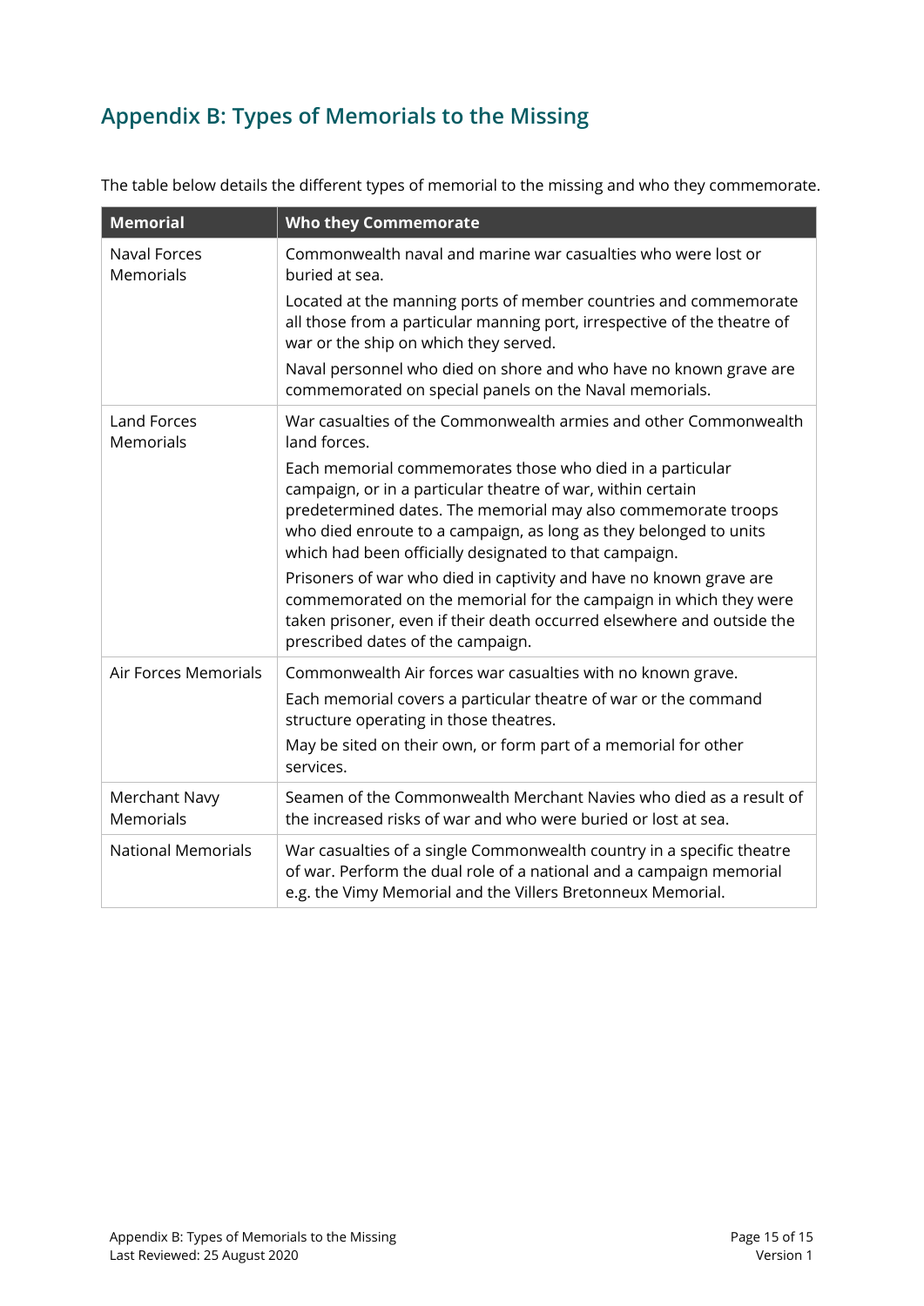## Appendix B: Types of Memorials to the Missing

The table below details the different types of memorial to the missing and who they commemorate.

| Memorial | Who they Commemorate |
|---|---|
| Naval Forces Memorials | Commonwealth naval and marine war casualties who were lost or buried at sea.<br><br>Located at the manning ports of member countries and commemorate all those from a particular manning port, irrespective of the theatre of war or the ship on which they served.<br><br>Naval personnel who died on shore and who have no known grave are commemorated on special panels on the Naval memorials. |
| Land Forces Memorials | War casualties of the Commonwealth armies and other Commonwealth land forces.<br><br>Each memorial commemorates those who died in a particular campaign, or in a particular theatre of war, within certain predetermined dates. The memorial may also commemorate troops who died enroute to a campaign, as long as they belonged to units which had been officially designated to that campaign.<br><br>Prisoners of war who died in captivity and have no known grave are commemorated on the memorial for the campaign in which they were taken prisoner, even if their death occurred elsewhere and outside the prescribed dates of the campaign. |
| Air Forces Memorials | Commonwealth Air forces war casualties with no known grave.<br><br>Each memorial covers a particular theatre of war or the command structure operating in those theatres.<br><br>May be sited on their own, or form part of a memorial for other services. |
| Merchant Navy Memorials | Seamen of the Commonwealth Merchant Navies who died as a result of the increased risks of war and who were buried or lost at sea. |
| National Memorials | War casualties of a single Commonwealth country in a specific theatre of war. Perform the dual role of a national and a campaign memorial e.g. the Vimy Memorial and the Villers Bretonneux Memorial. |